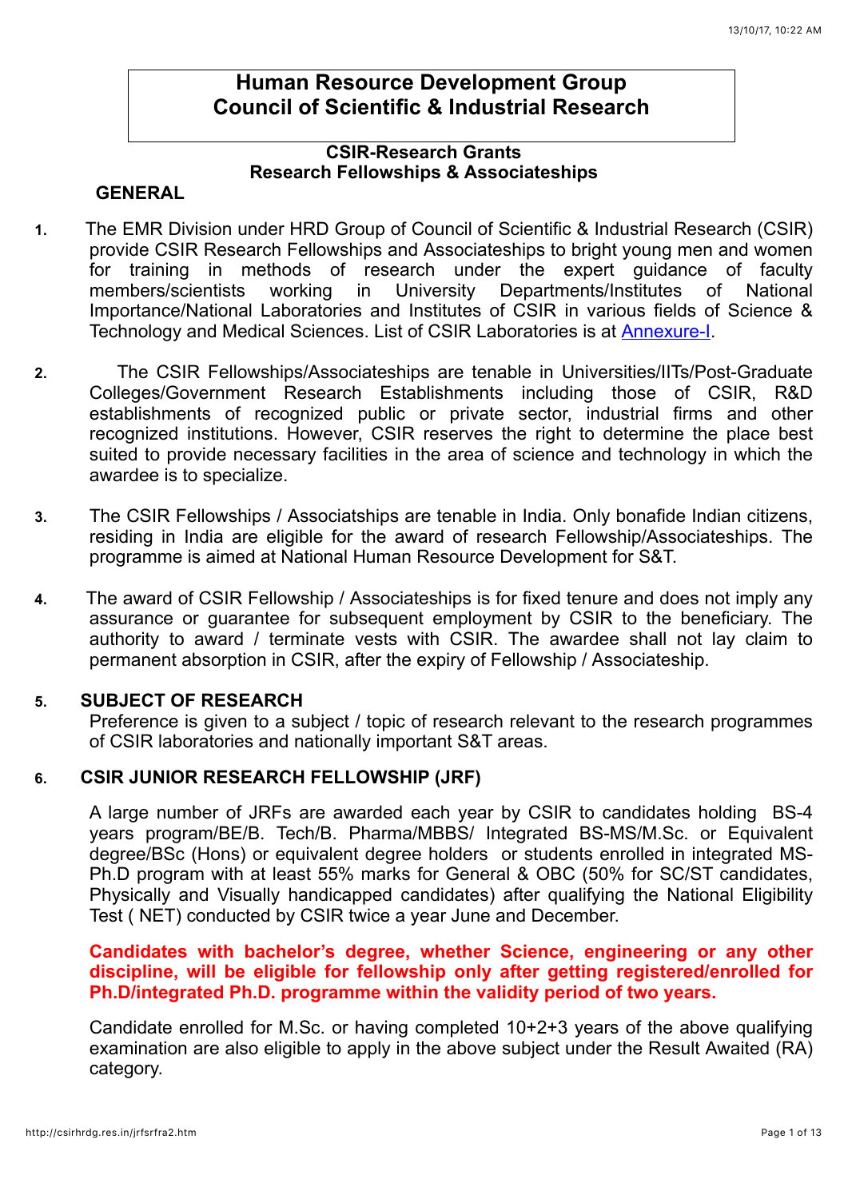# Human Resource Development Group
# Council of Scientific & Industrial Research

## CSIR-Research Grants
## Research Fellowships & Associateships

### GENERAL

1. The EMR Division under HRD Group of Council of Scientific & Industrial Research (CSIR) provide CSIR Research Fellowships and Associateships to bright young men and women for training in methods of research under the expert guidance of faculty members/scientists working in University Departments/Institutes of National Importance/National Laboratories and Institutes of CSIR in various fields of Science & Technology and Medical Sciences. List of CSIR Laboratories is at Annexure-I.

2. The CSIR Fellowships/Associateships are tenable in Universities/IITs/Post-Graduate Colleges/Government Research Establishments including those of CSIR, R&D establishments of recognized public or private sector, industrial firms and other recognized institutions. However, CSIR reserves the right to determine the place best suited to provide necessary facilities in the area of science and technology in which the awardee is to specialize.

3. The CSIR Fellowships / Associatships are tenable in India. Only bonafide Indian citizens, residing in India are eligible for the award of research Fellowship/Associateships. The programme is aimed at National Human Resource Development for S&T.

4. The award of CSIR Fellowship / Associateships is for fixed tenure and does not imply any assurance or guarantee for subsequent employment by CSIR to the beneficiary. The authority to award / terminate vests with CSIR. The awardee shall not lay claim to permanent absorption in CSIR, after the expiry of Fellowship / Associateship.

### 5. SUBJECT OF RESEARCH

Preference is given to a subject / topic of research relevant to the research programmes of CSIR laboratories and nationally important S&T areas.

### 6. CSIR JUNIOR RESEARCH FELLOWSHIP (JRF)

A large number of JRFs are awarded each year by CSIR to candidates holding BS-4 years program/BE/B. Tech/B. Pharma/MBBS/ Integrated BS-MS/M.Sc. or Equivalent degree/BSc (Hons) or equivalent degree holders or students enrolled in integrated MS-Ph.D program with at least 55% marks for General & OBC (50% for SC/ST candidates, Physically and Visually handicapped candidates) after qualifying the National Eligibility Test ( NET) conducted by CSIR twice a year June and December.

**Candidates with bachelor's degree, whether Science, engineering or any other discipline, will be eligible for fellowship only after getting registered/enrolled for Ph.D/integrated Ph.D. programme within the validity period of two years.**

Candidate enrolled for M.Sc. or having completed 10+2+3 years of the above qualifying examination are also eligible to apply in the above subject under the Result Awaited (RA) category.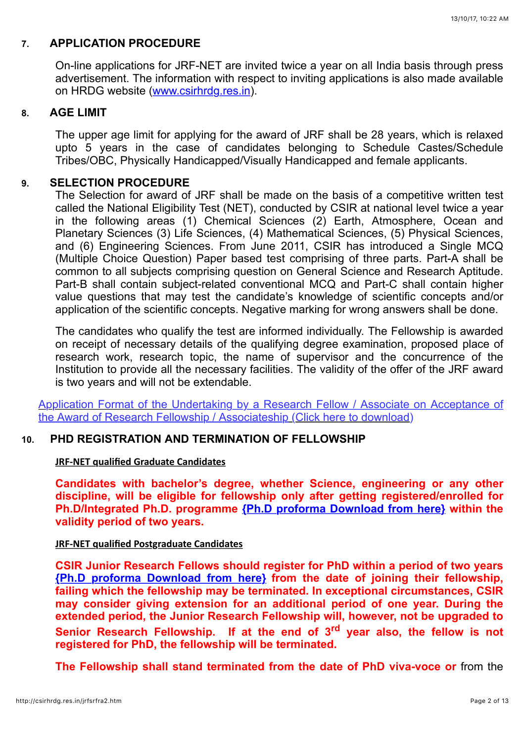## 7. APPLICATION PROCEDURE

On-line applications for JRF-NET are invited twice a year on all India basis through press advertisement. The information with respect to inviting applications is also made available on HRDG website (www.csirhrdg.res.in).

## 8. AGE LIMIT

The upper age limit for applying for the award of JRF shall be 28 years, which is relaxed upto 5 years in the case of candidates belonging to Schedule Castes/Schedule Tribes/OBC, Physically Handicapped/Visually Handicapped and female applicants.

## 9. SELECTION PROCEDURE

The Selection for award of JRF shall be made on the basis of a competitive written test called the National Eligibility Test (NET), conducted by CSIR at national level twice a year in the following areas (1) Chemical Sciences (2) Earth, Atmosphere, Ocean and Planetary Sciences (3) Life Sciences, (4) Mathematical Sciences, (5) Physical Sciences, and (6) Engineering Sciences. From June 2011, CSIR has introduced a Single MCQ (Multiple Choice Question) Paper based test comprising of three parts. Part-A shall be common to all subjects comprising question on General Science and Research Aptitude. Part-B shall contain subject-related conventional MCQ and Part-C shall contain higher value questions that may test the candidate's knowledge of scientific concepts and/or application of the scientific concepts. Negative marking for wrong answers shall be done.

The candidates who qualify the test are informed individually. The Fellowship is awarded on receipt of necessary details of the qualifying degree examination, proposed place of research work, research topic, the name of supervisor and the concurrence of the Institution to provide all the necessary facilities. The validity of the offer of the JRF award is two years and will not be extendable.

Application Format of the Undertaking by a Research Fellow / Associate on Acceptance of the Award of Research Fellowship / Associateship (Click here to download)

## 10. PHD REGISTRATION AND TERMINATION OF FELLOWSHIP

**JRF-NET qualified Graduate Candidates**

**Candidates with bachelor's degree, whether Science, engineering or any other discipline, will be eligible for fellowship only after getting registered/enrolled for Ph.D/Integrated Ph.D. programme {Ph.D proforma Download from here} within the validity period of two years.**

**JRF-NET qualified Postgraduate Candidates**

**CSIR Junior Research Fellows should register for PhD within a period of two years {Ph.D proforma Download from here} from the date of joining their fellowship, failing which the fellowship may be terminated. In exceptional circumstances, CSIR may consider giving extension for an additional period of one year. During the extended period, the Junior Research Fellowship will, however, not be upgraded to Senior Research Fellowship. If at the end of 3rd year also, the fellow is not registered for PhD, the fellowship will be terminated.**

**The Fellowship shall stand terminated from the date of PhD viva-voce or** from the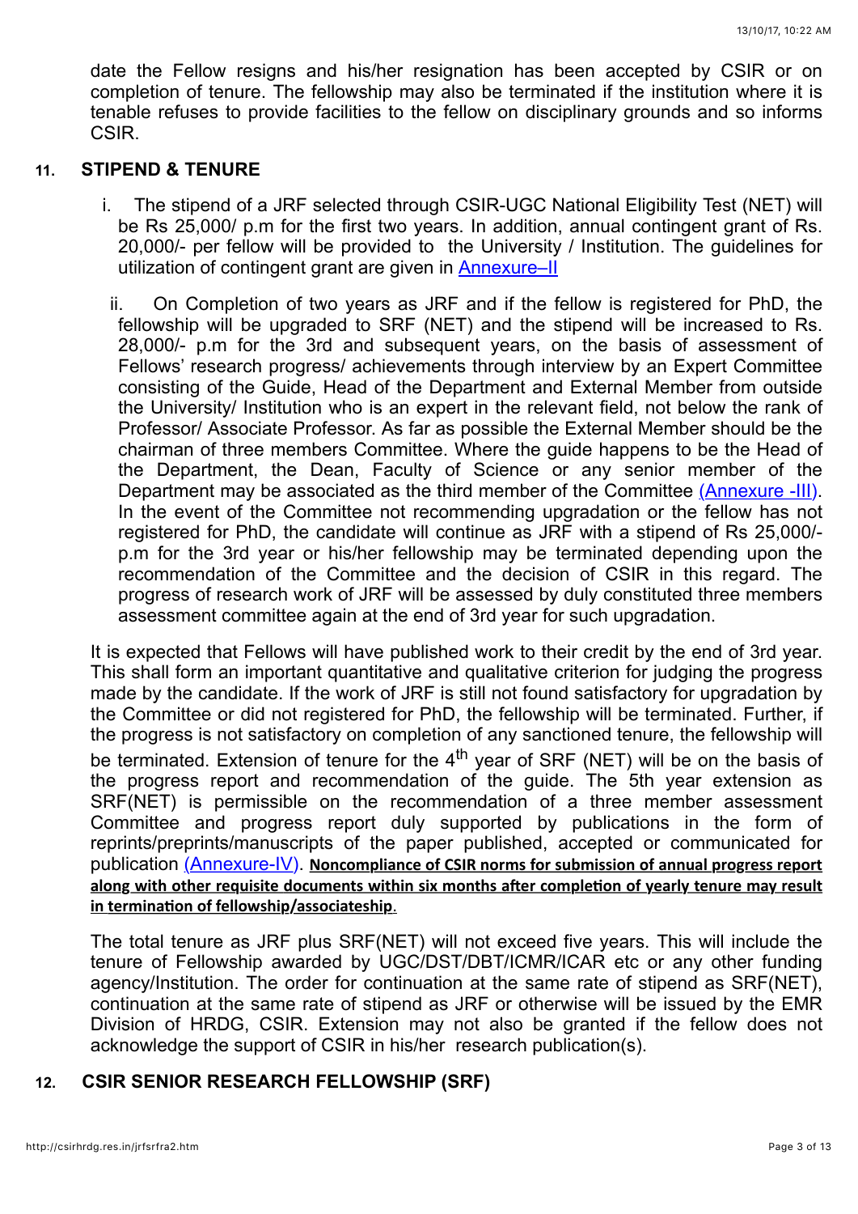date the Fellow resigns and his/her resignation has been accepted by CSIR or on completion of tenure. The fellowship may also be terminated if the institution where it is tenable refuses to provide facilities to the fellow on disciplinary grounds and so informs CSIR.

## 11. STIPEND & TENURE

i. The stipend of a JRF selected through CSIR-UGC National Eligibility Test (NET) will be Rs 25,000/ p.m for the first two years. In addition, annual contingent grant of Rs. 20,000/- per fellow will be provided to the University / Institution. The guidelines for utilization of contingent grant are given in Annexure–II

ii. On Completion of two years as JRF and if the fellow is registered for PhD, the fellowship will be upgraded to SRF (NET) and the stipend will be increased to Rs. 28,000/- p.m for the 3rd and subsequent years, on the basis of assessment of Fellows' research progress/ achievements through interview by an Expert Committee consisting of the Guide, Head of the Department and External Member from outside the University/ Institution who is an expert in the relevant field, not below the rank of Professor/ Associate Professor. As far as possible the External Member should be the chairman of three members Committee. Where the guide happens to be the Head of the Department, the Dean, Faculty of Science or any senior member of the Department may be associated as the third member of the Committee (Annexure -III). In the event of the Committee not recommending upgradation or the fellow has not registered for PhD, the candidate will continue as JRF with a stipend of Rs 25,000/- p.m for the 3rd year or his/her fellowship may be terminated depending upon the recommendation of the Committee and the decision of CSIR in this regard. The progress of research work of JRF will be assessed by duly constituted three members assessment committee again at the end of 3rd year for such upgradation.

It is expected that Fellows will have published work to their credit by the end of 3rd year. This shall form an important quantitative and qualitative criterion for judging the progress made by the candidate. If the work of JRF is still not found satisfactory for upgradation by the Committee or did not registered for PhD, the fellowship will be terminated. Further, if the progress is not satisfactory on completion of any sanctioned tenure, the fellowship will be terminated. Extension of tenure for the 4th year of SRF (NET) will be on the basis of the progress report and recommendation of the guide. The 5th year extension as SRF(NET) is permissible on the recommendation of a three member assessment Committee and progress report duly supported by publications in the form of reprints/preprints/manuscripts of the paper published, accepted or communicated for publication (Annexure-IV). **Noncompliance of CSIR norms for submission of annual progress report along with other requisite documents within six months after completion of yearly tenure may result in termination of fellowship/associateship.**

The total tenure as JRF plus SRF(NET) will not exceed five years. This will include the tenure of Fellowship awarded by UGC/DST/DBT/ICMR/ICAR etc or any other funding agency/Institution. The order for continuation at the same rate of stipend as SRF(NET), continuation at the same rate of stipend as JRF or otherwise will be issued by the EMR Division of HRDG, CSIR. Extension may not also be granted if the fellow does not acknowledge the support of CSIR in his/her research publication(s).

## 12. CSIR SENIOR RESEARCH FELLOWSHIP (SRF)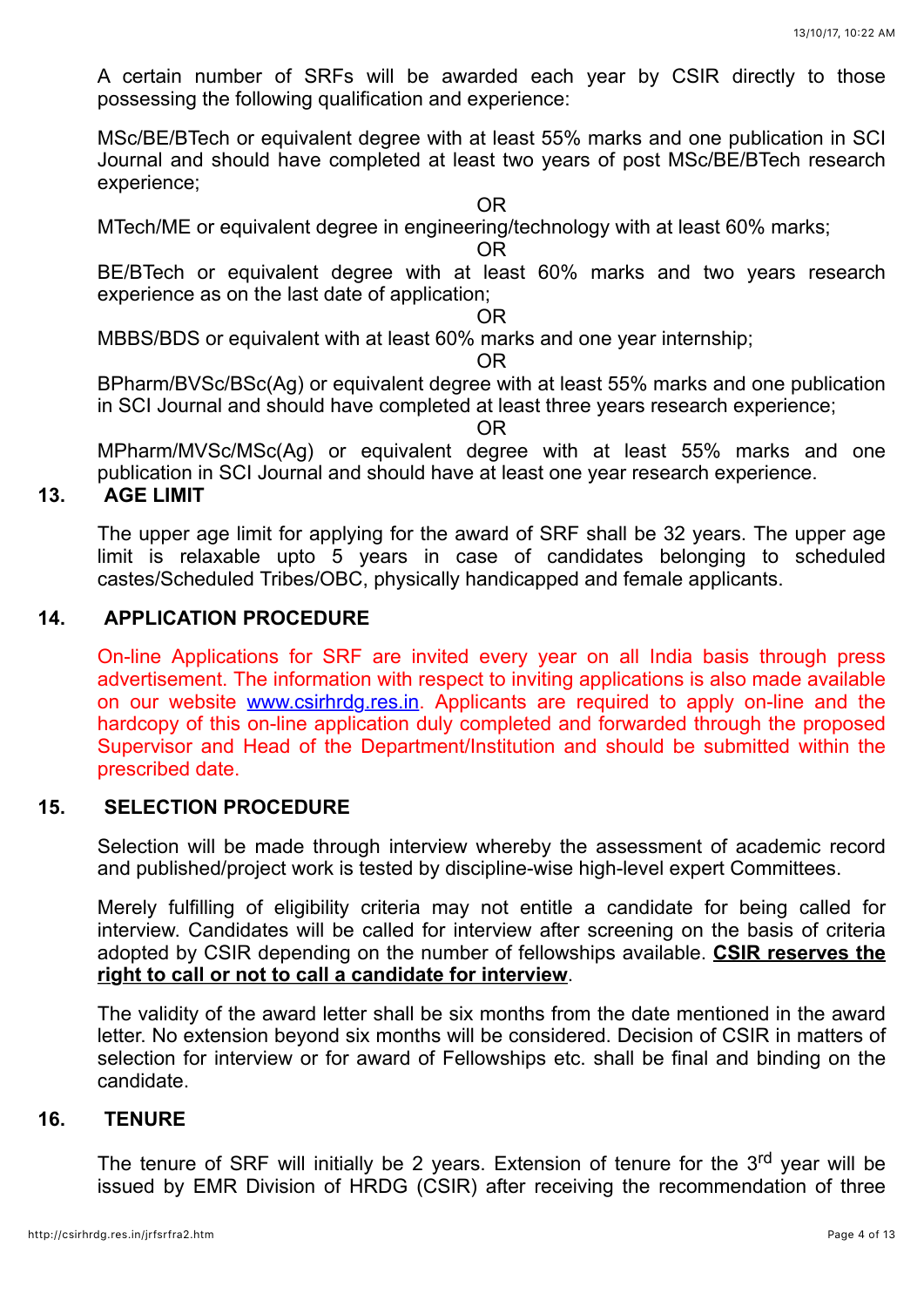A certain number of SRFs will be awarded each year by CSIR directly to those possessing the following qualification and experience:

MSc/BE/BTech or equivalent degree with at least 55% marks and one publication in SCI Journal and should have completed at least two years of post MSc/BE/BTech research experience;

OR

MTech/ME or equivalent degree in engineering/technology with at least 60% marks;

OR

BE/BTech or equivalent degree with at least 60% marks and two years research experience as on the last date of application;

OR

MBBS/BDS or equivalent with at least 60% marks and one year internship;

OR

BPharm/BVSc/BSc(Ag) or equivalent degree with at least 55% marks and one publication in SCI Journal and should have completed at least three years research experience;

OR

MPharm/MVSc/MSc(Ag) or equivalent degree with at least 55% marks and one publication in SCI Journal and should have at least one year research experience.

## 13. AGE LIMIT

The upper age limit for applying for the award of SRF shall be 32 years. The upper age limit is relaxable upto 5 years in case of candidates belonging to scheduled castes/Scheduled Tribes/OBC, physically handicapped and female applicants.

## 14. APPLICATION PROCEDURE

On-line Applications for SRF are invited every year on all India basis through press advertisement. The information with respect to inviting applications is also made available on our website www.csirhrdg.res.in. Applicants are required to apply on-line and the hardcopy of this on-line application duly completed and forwarded through the proposed Supervisor and Head of the Department/Institution and should be submitted within the prescribed date.

## 15. SELECTION PROCEDURE

Selection will be made through interview whereby the assessment of academic record and published/project work is tested by discipline-wise high-level expert Committees.

Merely fulfilling of eligibility criteria may not entitle a candidate for being called for interview. Candidates will be called for interview after screening on the basis of criteria adopted by CSIR depending on the number of fellowships available. **CSIR reserves the right to call or not to call a candidate for interview**.

The validity of the award letter shall be six months from the date mentioned in the award letter. No extension beyond six months will be considered. Decision of CSIR in matters of selection for interview or for award of Fellowships etc. shall be final and binding on the candidate.

## 16. TENURE

The tenure of SRF will initially be 2 years. Extension of tenure for the 3rd year will be issued by EMR Division of HRDG (CSIR) after receiving the recommendation of three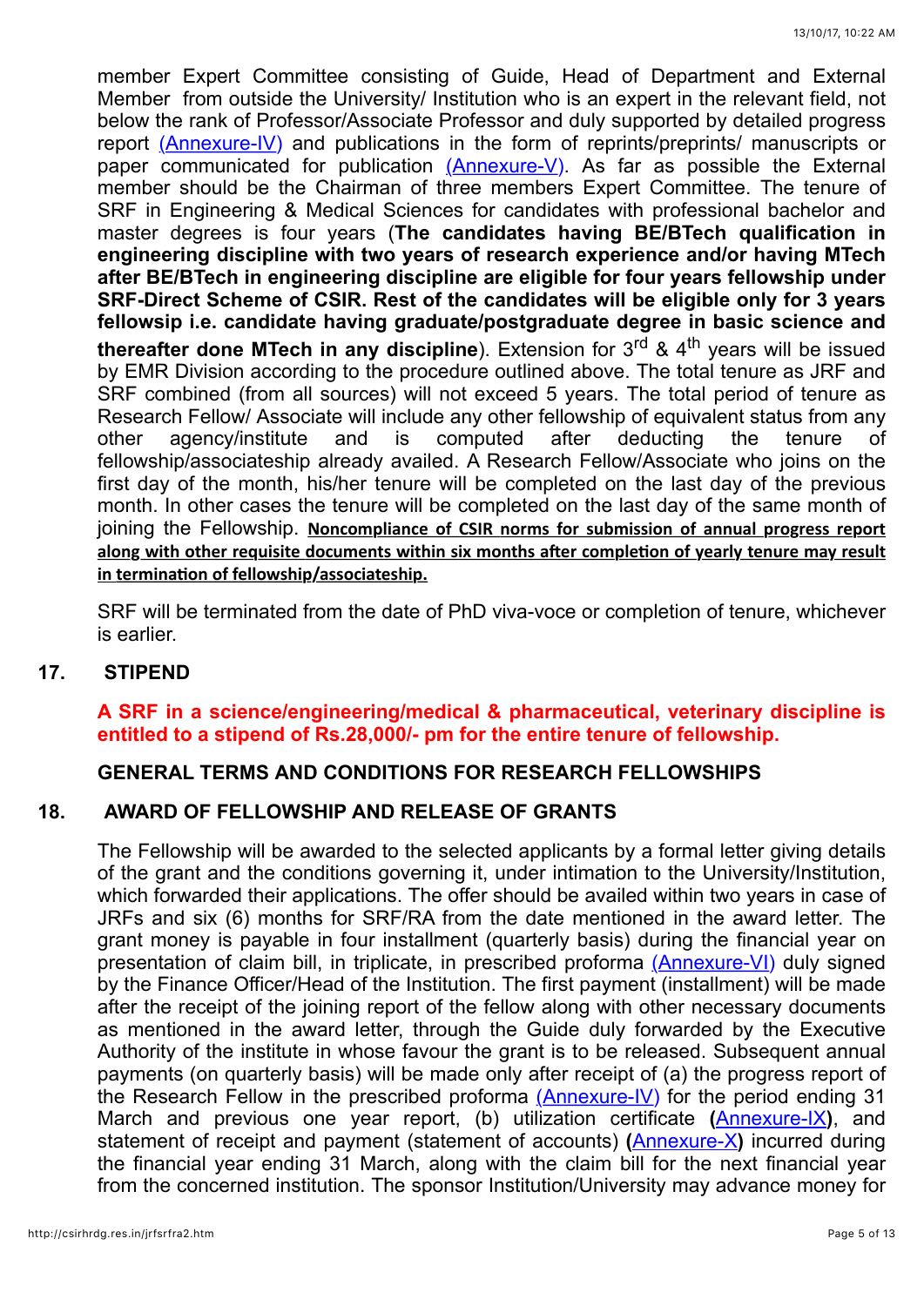member Expert Committee consisting of Guide, Head of Department and External Member from outside the University/ Institution who is an expert in the relevant field, not below the rank of Professor/Associate Professor and duly supported by detailed progress report (Annexure-IV) and publications in the form of reprints/preprints/ manuscripts or paper communicated for publication (Annexure-V). As far as possible the External member should be the Chairman of three members Expert Committee. The tenure of SRF in Engineering & Medical Sciences for candidates with professional bachelor and master degrees is four years (**The candidates having BE/BTech qualification in engineering discipline with two years of research experience and/or having MTech after BE/BTech in engineering discipline are eligible for four years fellowship under SRF-Direct Scheme of CSIR. Rest of the candidates will be eligible only for 3 years fellowsip i.e. candidate having graduate/postgraduate degree in basic science and thereafter done MTech in any discipline**). Extension for 3rd & 4th years will be issued by EMR Division according to the procedure outlined above. The total tenure as JRF and SRF combined (from all sources) will not exceed 5 years. The total period of tenure as Research Fellow/ Associate will include any other fellowship of equivalent status from any other agency/institute and is computed after deducting the tenure of fellowship/associateship already availed. A Research Fellow/Associate who joins on the first day of the month, his/her tenure will be completed on the last day of the previous month. In other cases the tenure will be completed on the last day of the same month of joining the Fellowship. **Noncompliance of CSIR norms for submission of annual progress report along with other requisite documents within six months after completion of yearly tenure may result in termination of fellowship/associateship.**

SRF will be terminated from the date of PhD viva-voce or completion of tenure, whichever is earlier.

## 17. STIPEND

**A SRF in a science/engineering/medical & pharmaceutical, veterinary discipline is entitled to a stipend of Rs.28,000/- pm for the entire tenure of fellowship.**

## GENERAL TERMS AND CONDITIONS FOR RESEARCH FELLOWSHIPS

## 18. AWARD OF FELLOWSHIP AND RELEASE OF GRANTS

The Fellowship will be awarded to the selected applicants by a formal letter giving details of the grant and the conditions governing it, under intimation to the University/Institution, which forwarded their applications. The offer should be availed within two years in case of JRFs and six (6) months for SRF/RA from the date mentioned in the award letter. The grant money is payable in four installment (quarterly basis) during the financial year on presentation of claim bill, in triplicate, in prescribed proforma (Annexure-VI) duly signed by the Finance Officer/Head of the Institution. The first payment (installment) will be made after the receipt of the joining report of the fellow along with other necessary documents as mentioned in the award letter, through the Guide duly forwarded by the Executive Authority of the institute in whose favour the grant is to be released. Subsequent annual payments (on quarterly basis) will be made only after receipt of (a) the progress report of the Research Fellow in the prescribed proforma (Annexure-IV) for the period ending 31 March and previous one year report, (b) utilization certificate **(**Annexure-IX**)**, and statement of receipt and payment (statement of accounts) **(**Annexure-X**)** incurred during the financial year ending 31 March, along with the claim bill for the next financial year from the concerned institution. The sponsor Institution/University may advance money for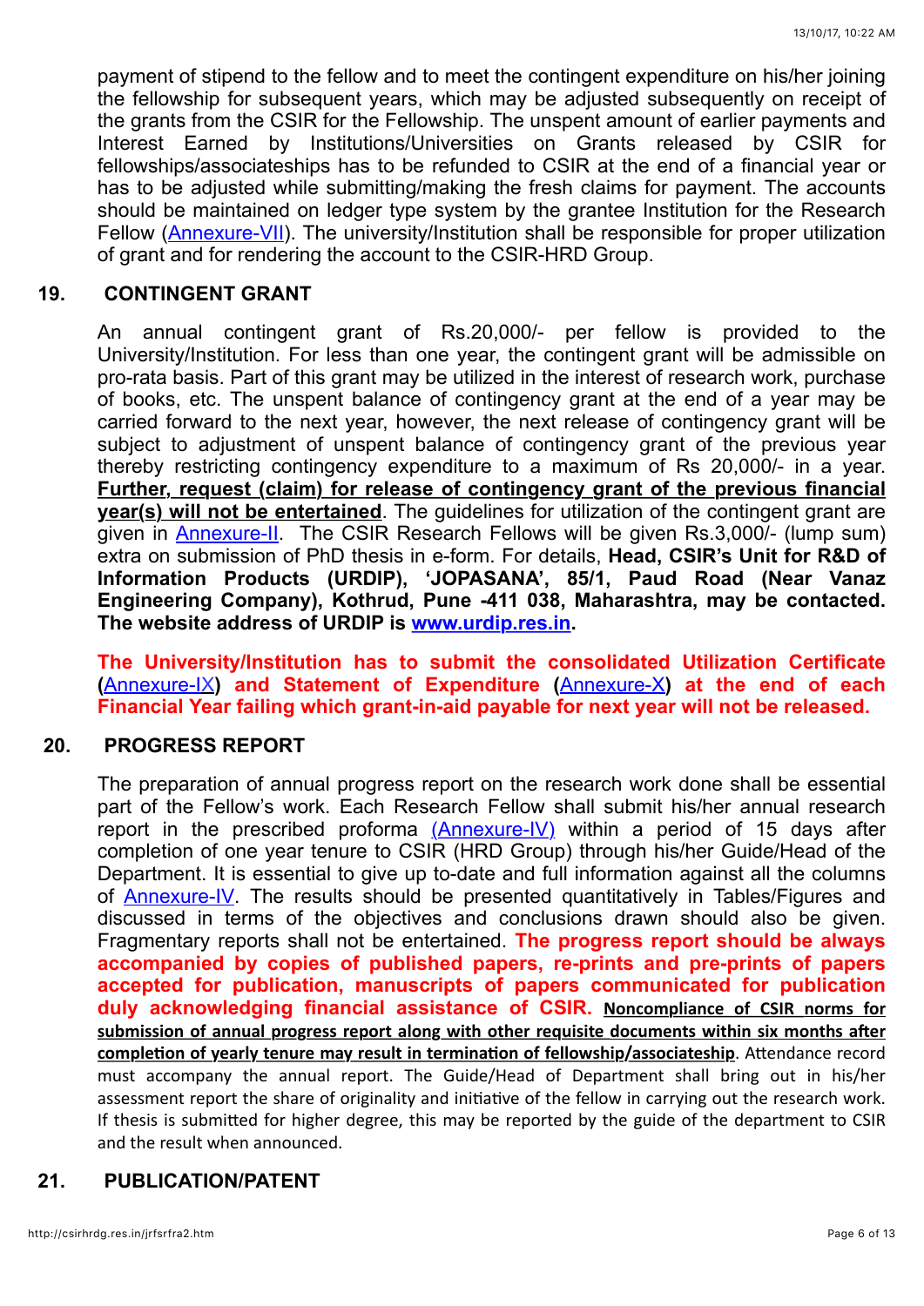payment of stipend to the fellow and to meet the contingent expenditure on his/her joining the fellowship for subsequent years, which may be adjusted subsequently on receipt of the grants from the CSIR for the Fellowship. The unspent amount of earlier payments and Interest Earned by Institutions/Universities on Grants released by CSIR for fellowships/associateships has to be refunded to CSIR at the end of a financial year or has to be adjusted while submitting/making the fresh claims for payment. The accounts should be maintained on ledger type system by the grantee Institution for the Research Fellow (Annexure-VII). The university/Institution shall be responsible for proper utilization of grant and for rendering the account to the CSIR-HRD Group.

## 19. CONTINGENT GRANT

An annual contingent grant of Rs.20,000/- per fellow is provided to the University/Institution. For less than one year, the contingent grant will be admissible on pro-rata basis. Part of this grant may be utilized in the interest of research work, purchase of books, etc. The unspent balance of contingency grant at the end of a year may be carried forward to the next year, however, the next release of contingency grant will be subject to adjustment of unspent balance of contingency grant of the previous year thereby restricting contingency expenditure to a maximum of Rs 20,000/- in a year. **Further, request (claim) for release of contingency grant of the previous financial year(s) will not be entertained**. The guidelines for utilization of the contingent grant are given in Annexure-II. The CSIR Research Fellows will be given Rs.3,000/- (lump sum) extra on submission of PhD thesis in e-form. For details, **Head, CSIR's Unit for R&D of Information Products (URDIP), 'JOPASANA', 85/1, Paud Road (Near Vanaz Engineering Company), Kothrud, Pune -411 038, Maharashtra, may be contacted. The website address of URDIP is www.urdip.res.in.**

**The University/Institution has to submit the consolidated Utilization Certificate (Annexure-IX) and Statement of Expenditure (Annexure-X) at the end of each Financial Year failing which grant-in-aid payable for next year will not be released.**

## 20. PROGRESS REPORT

The preparation of annual progress report on the research work done shall be essential part of the Fellow's work. Each Research Fellow shall submit his/her annual research report in the prescribed proforma (Annexure-IV) within a period of 15 days after completion of one year tenure to CSIR (HRD Group) through his/her Guide/Head of the Department. It is essential to give up to-date and full information against all the columns of Annexure-IV. The results should be presented quantitatively in Tables/Figures and discussed in terms of the objectives and conclusions drawn should also be given. Fragmentary reports shall not be entertained. **The progress report should be always accompanied by copies of published papers, re-prints and pre-prints of papers accepted for publication, manuscripts of papers communicated for publication duly acknowledging financial assistance of CSIR.** **Noncompliance of CSIR norms for submission of annual progress report along with other requisite documents within six months after completion of yearly tenure may result in termination of fellowship/associateship**. Attendance record must accompany the annual report. The Guide/Head of Department shall bring out in his/her assessment report the share of originality and initiative of the fellow in carrying out the research work. If thesis is submitted for higher degree, this may be reported by the guide of the department to CSIR and the result when announced.

## 21. PUBLICATION/PATENT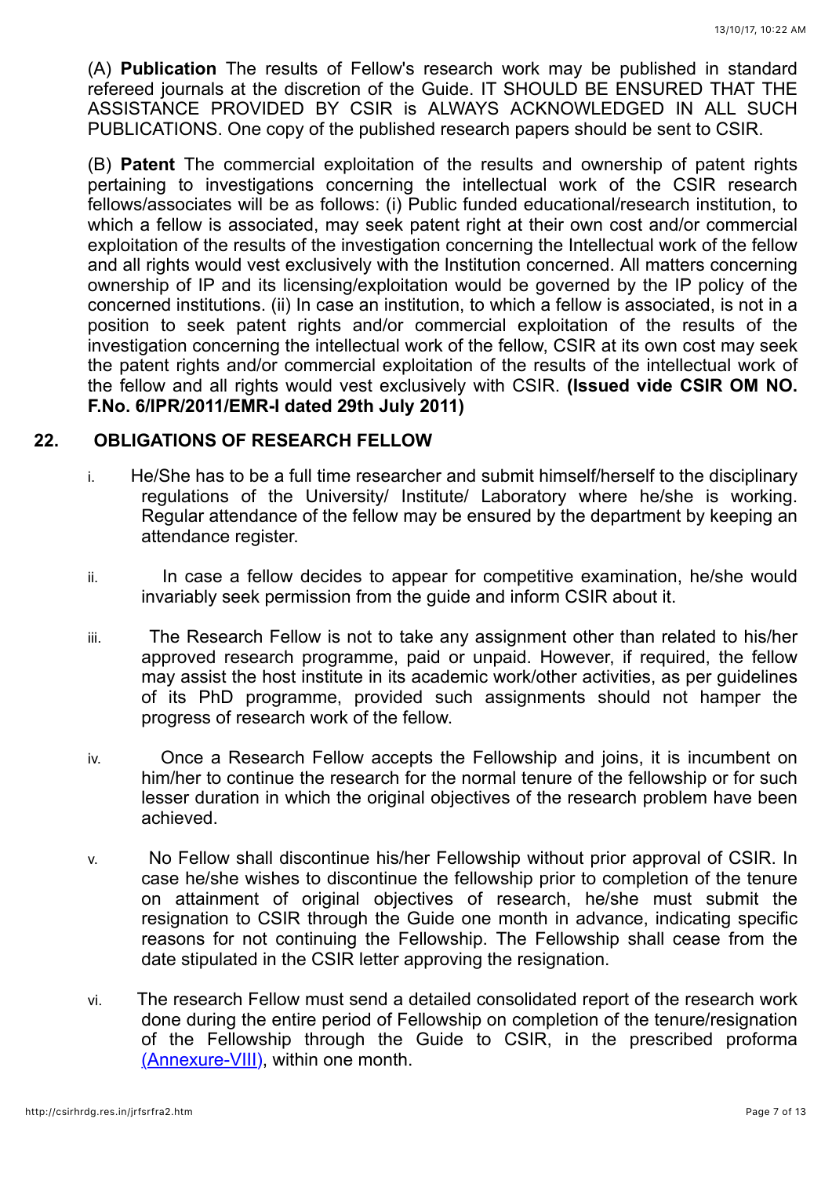(A) **Publication** The results of Fellow's research work may be published in standard refereed journals at the discretion of the Guide. IT SHOULD BE ENSURED THAT THE ASSISTANCE PROVIDED BY CSIR is ALWAYS ACKNOWLEDGED IN ALL SUCH PUBLICATIONS. One copy of the published research papers should be sent to CSIR.

(B) **Patent** The commercial exploitation of the results and ownership of patent rights pertaining to investigations concerning the intellectual work of the CSIR research fellows/associates will be as follows: (i) Public funded educational/research institution, to which a fellow is associated, may seek patent right at their own cost and/or commercial exploitation of the results of the investigation concerning the Intellectual work of the fellow and all rights would vest exclusively with the Institution concerned. All matters concerning ownership of IP and its licensing/exploitation would be governed by the IP policy of the concerned institutions. (ii) In case an institution, to which a fellow is associated, is not in a position to seek patent rights and/or commercial exploitation of the results of the investigation concerning the intellectual work of the fellow, CSIR at its own cost may seek the patent rights and/or commercial exploitation of the results of the intellectual work of the fellow and all rights would vest exclusively with CSIR. **(Issued vide CSIR OM NO. F.No. 6/IPR/2011/EMR-I dated 29th July 2011)**

## 22. OBLIGATIONS OF RESEARCH FELLOW

i. He/She has to be a full time researcher and submit himself/herself to the disciplinary regulations of the University/ Institute/ Laboratory where he/she is working. Regular attendance of the fellow may be ensured by the department by keeping an attendance register.

ii. In case a fellow decides to appear for competitive examination, he/she would invariably seek permission from the guide and inform CSIR about it.

iii. The Research Fellow is not to take any assignment other than related to his/her approved research programme, paid or unpaid. However, if required, the fellow may assist the host institute in its academic work/other activities, as per guidelines of its PhD programme, provided such assignments should not hamper the progress of research work of the fellow.

iv. Once a Research Fellow accepts the Fellowship and joins, it is incumbent on him/her to continue the research for the normal tenure of the fellowship or for such lesser duration in which the original objectives of the research problem have been achieved.

v. No Fellow shall discontinue his/her Fellowship without prior approval of CSIR. In case he/she wishes to discontinue the fellowship prior to completion of the tenure on attainment of original objectives of research, he/she must submit the resignation to CSIR through the Guide one month in advance, indicating specific reasons for not continuing the Fellowship. The Fellowship shall cease from the date stipulated in the CSIR letter approving the resignation.

vi. The research Fellow must send a detailed consolidated report of the research work done during the entire period of Fellowship on completion of the tenure/resignation of the Fellowship through the Guide to CSIR, in the prescribed proforma (Annexure-VIII), within one month.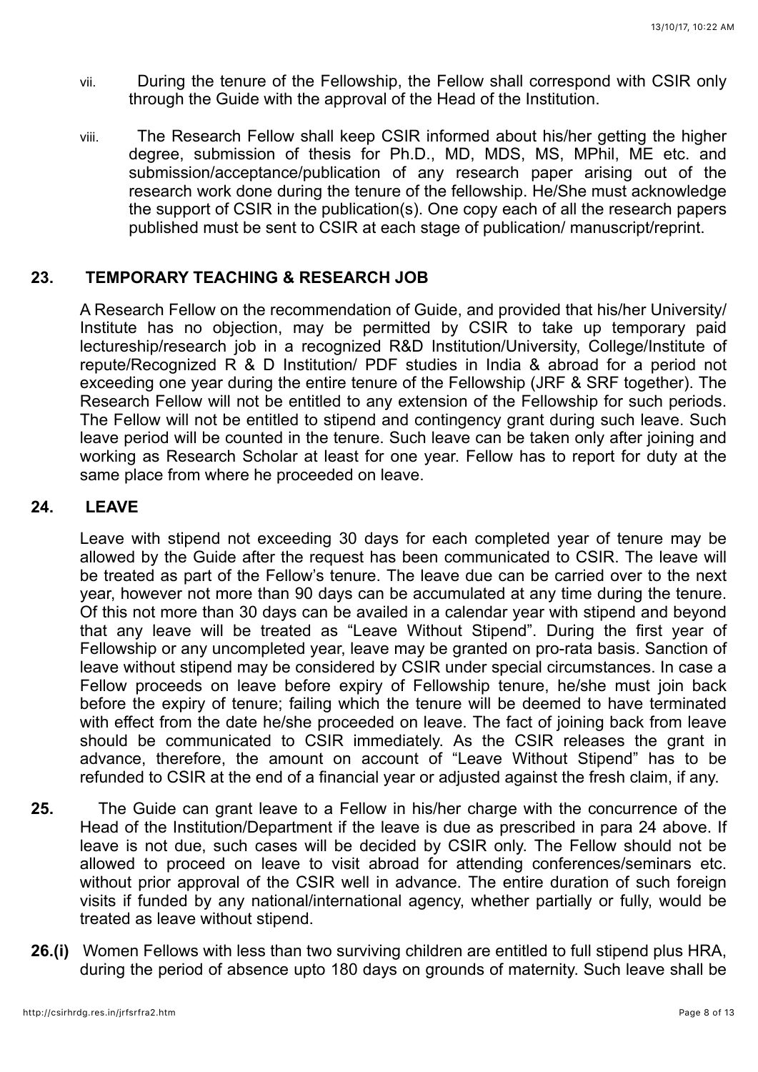vii. During the tenure of the Fellowship, the Fellow shall correspond with CSIR only through the Guide with the approval of the Head of the Institution.

viii. The Research Fellow shall keep CSIR informed about his/her getting the higher degree, submission of thesis for Ph.D., MD, MDS, MS, MPhil, ME etc. and submission/acceptance/publication of any research paper arising out of the research work done during the tenure of the fellowship. He/She must acknowledge the support of CSIR in the publication(s). One copy each of all the research papers published must be sent to CSIR at each stage of publication/ manuscript/reprint.

## 23. TEMPORARY TEACHING & RESEARCH JOB

A Research Fellow on the recommendation of Guide, and provided that his/her University/ Institute has no objection, may be permitted by CSIR to take up temporary paid lectureship/research job in a recognized R&D Institution/University, College/Institute of repute/Recognized R & D Institution/ PDF studies in India & abroad for a period not exceeding one year during the entire tenure of the Fellowship (JRF & SRF together). The Research Fellow will not be entitled to any extension of the Fellowship for such periods. The Fellow will not be entitled to stipend and contingency grant during such leave. Such leave period will be counted in the tenure. Such leave can be taken only after joining and working as Research Scholar at least for one year. Fellow has to report for duty at the same place from where he proceeded on leave.

## 24. LEAVE

Leave with stipend not exceeding 30 days for each completed year of tenure may be allowed by the Guide after the request has been communicated to CSIR. The leave will be treated as part of the Fellow's tenure. The leave due can be carried over to the next year, however not more than 90 days can be accumulated at any time during the tenure. Of this not more than 30 days can be availed in a calendar year with stipend and beyond that any leave will be treated as "Leave Without Stipend". During the first year of Fellowship or any uncompleted year, leave may be granted on pro-rata basis. Sanction of leave without stipend may be considered by CSIR under special circumstances. In case a Fellow proceeds on leave before expiry of Fellowship tenure, he/she must join back before the expiry of tenure; failing which the tenure will be deemed to have terminated with effect from the date he/she proceeded on leave. The fact of joining back from leave should be communicated to CSIR immediately. As the CSIR releases the grant in advance, therefore, the amount on account of "Leave Without Stipend" has to be refunded to CSIR at the end of a financial year or adjusted against the fresh claim, if any.

**25.** The Guide can grant leave to a Fellow in his/her charge with the concurrence of the Head of the Institution/Department if the leave is due as prescribed in para 24 above. If leave is not due, such cases will be decided by CSIR only. The Fellow should not be allowed to proceed on leave to visit abroad for attending conferences/seminars etc. without prior approval of the CSIR well in advance. The entire duration of such foreign visits if funded by any national/international agency, whether partially or fully, would be treated as leave without stipend.

**26.(i)** Women Fellows with less than two surviving children are entitled to full stipend plus HRA, during the period of absence upto 180 days on grounds of maternity. Such leave shall be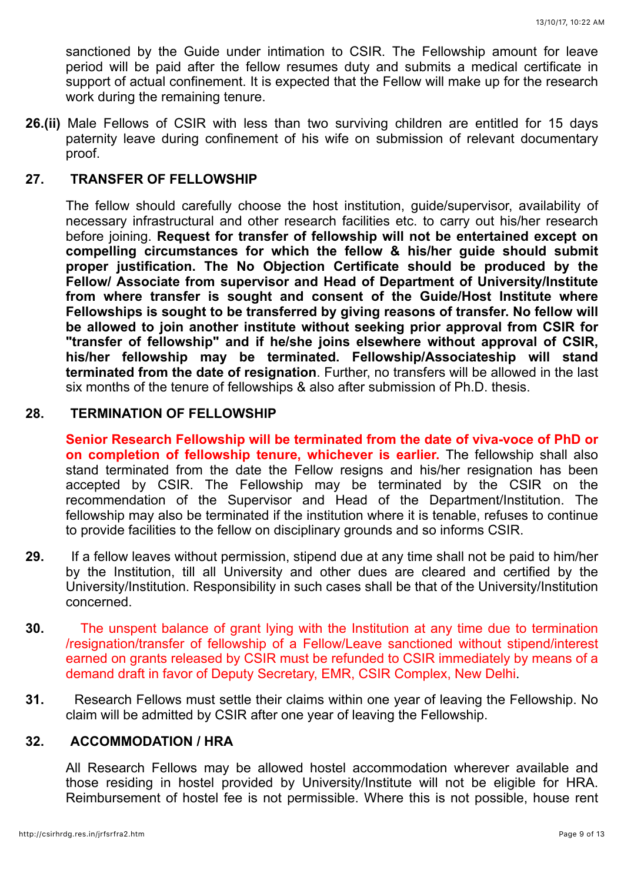sanctioned by the Guide under intimation to CSIR. The Fellowship amount for leave period will be paid after the fellow resumes duty and submits a medical certificate in support of actual confinement. It is expected that the Fellow will make up for the research work during the remaining tenure.

**26.(ii)** Male Fellows of CSIR with less than two surviving children are entitled for 15 days paternity leave during confinement of his wife on submission of relevant documentary proof.

## 27. TRANSFER OF FELLOWSHIP

The fellow should carefully choose the host institution, guide/supervisor, availability of necessary infrastructural and other research facilities etc. to carry out his/her research before joining. **Request for transfer of fellowship will not be entertained except on compelling circumstances for which the fellow & his/her guide should submit proper justification. The No Objection Certificate should be produced by the Fellow/ Associate from supervisor and Head of Department of University/Institute from where transfer is sought and consent of the Guide/Host Institute where Fellowships is sought to be transferred by giving reasons of transfer. No fellow will be allowed to join another institute without seeking prior approval from CSIR for "transfer of fellowship" and if he/she joins elsewhere without approval of CSIR, his/her fellowship may be terminated. Fellowship/Associateship will stand terminated from the date of resignation**. Further, no transfers will be allowed in the last six months of the tenure of fellowships & also after submission of Ph.D. thesis.

## 28. TERMINATION OF FELLOWSHIP

**Senior Research Fellowship will be terminated from the date of viva-voce of PhD or on completion of fellowship tenure, whichever is earlier.** The fellowship shall also stand terminated from the date the Fellow resigns and his/her resignation has been accepted by CSIR. The Fellowship may be terminated by the CSIR on the recommendation of the Supervisor and Head of the Department/Institution. The fellowship may also be terminated if the institution where it is tenable, refuses to continue to provide facilities to the fellow on disciplinary grounds and so informs CSIR.

**29.** If a fellow leaves without permission, stipend due at any time shall not be paid to him/her by the Institution, till all University and other dues are cleared and certified by the University/Institution. Responsibility in such cases shall be that of the University/Institution concerned.

**30.** The unspent balance of grant lying with the Institution at any time due to termination /resignation/transfer of fellowship of a Fellow/Leave sanctioned without stipend/interest earned on grants released by CSIR must be refunded to CSIR immediately by means of a demand draft in favor of Deputy Secretary, EMR, CSIR Complex, New Delhi.

**31.** Research Fellows must settle their claims within one year of leaving the Fellowship. No claim will be admitted by CSIR after one year of leaving the Fellowship.

## 32. ACCOMMODATION / HRA

All Research Fellows may be allowed hostel accommodation wherever available and those residing in hostel provided by University/Institute will not be eligible for HRA. Reimbursement of hostel fee is not permissible. Where this is not possible, house rent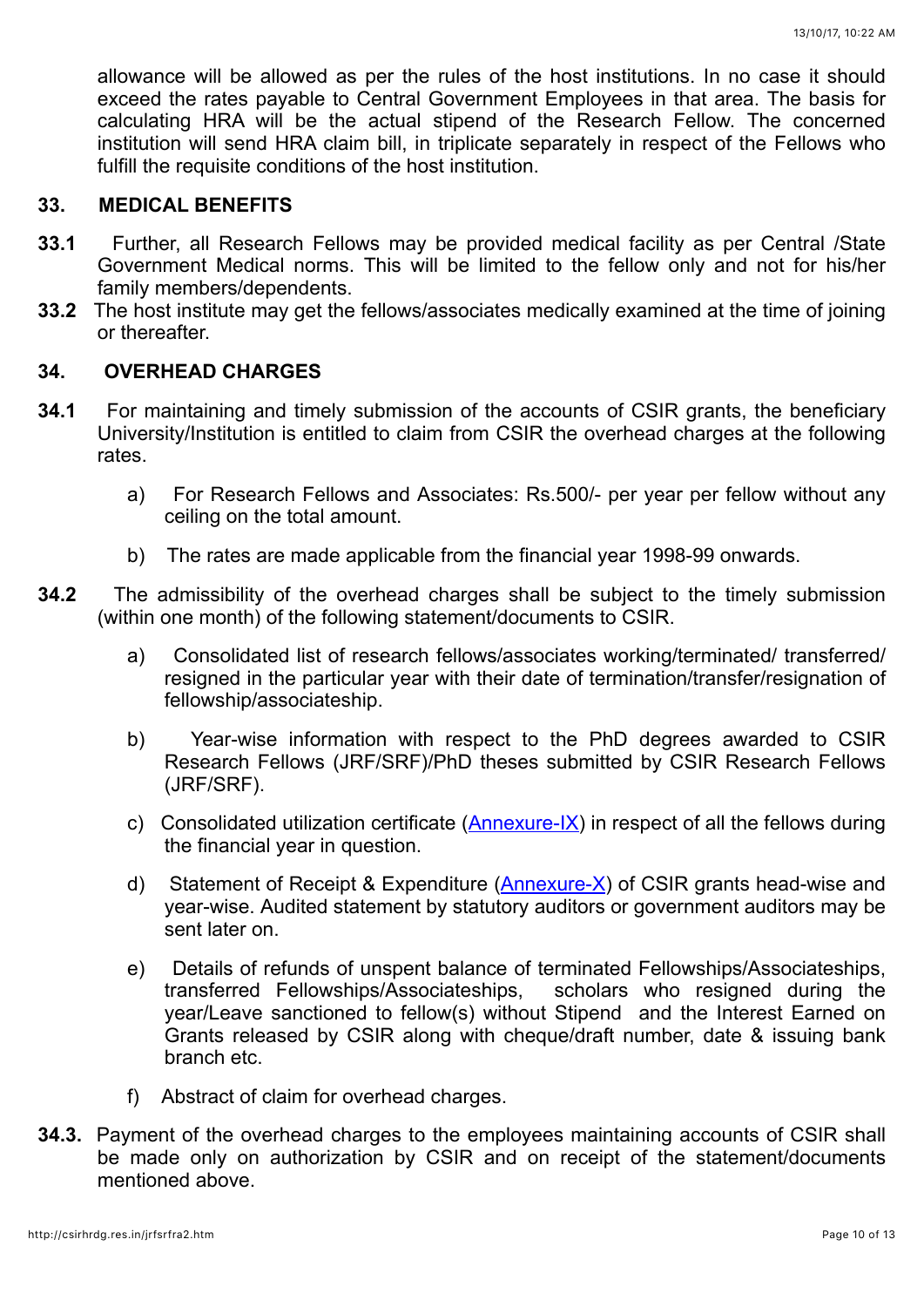allowance will be allowed as per the rules of the host institutions. In no case it should exceed the rates payable to Central Government Employees in that area. The basis for calculating HRA will be the actual stipend of the Research Fellow. The concerned institution will send HRA claim bill, in triplicate separately in respect of the Fellows who fulfill the requisite conditions of the host institution.

## 33. MEDICAL BENEFITS

**33.1** Further, all Research Fellows may be provided medical facility as per Central /State Government Medical norms. This will be limited to the fellow only and not for his/her family members/dependents.

**33.2** The host institute may get the fellows/associates medically examined at the time of joining or thereafter.

## 34. OVERHEAD CHARGES

**34.1** For maintaining and timely submission of the accounts of CSIR grants, the beneficiary University/Institution is entitled to claim from CSIR the overhead charges at the following rates.

a) For Research Fellows and Associates: Rs.500/- per year per fellow without any ceiling on the total amount.

b) The rates are made applicable from the financial year 1998-99 onwards.

**34.2** The admissibility of the overhead charges shall be subject to the timely submission (within one month) of the following statement/documents to CSIR.

a) Consolidated list of research fellows/associates working/terminated/ transferred/ resigned in the particular year with their date of termination/transfer/resignation of fellowship/associateship.

b) Year-wise information with respect to the PhD degrees awarded to CSIR Research Fellows (JRF/SRF)/PhD theses submitted by CSIR Research Fellows (JRF/SRF).

c) Consolidated utilization certificate (Annexure-IX) in respect of all the fellows during the financial year in question.

d) Statement of Receipt & Expenditure (Annexure-X) of CSIR grants head-wise and year-wise. Audited statement by statutory auditors or government auditors may be sent later on.

e) Details of refunds of unspent balance of terminated Fellowships/Associateships, transferred Fellowships/Associateships, scholars who resigned during the year/Leave sanctioned to fellow(s) without Stipend and the Interest Earned on Grants released by CSIR along with cheque/draft number, date & issuing bank branch etc.

f) Abstract of claim for overhead charges.

**34.3.** Payment of the overhead charges to the employees maintaining accounts of CSIR shall be made only on authorization by CSIR and on receipt of the statement/documents mentioned above.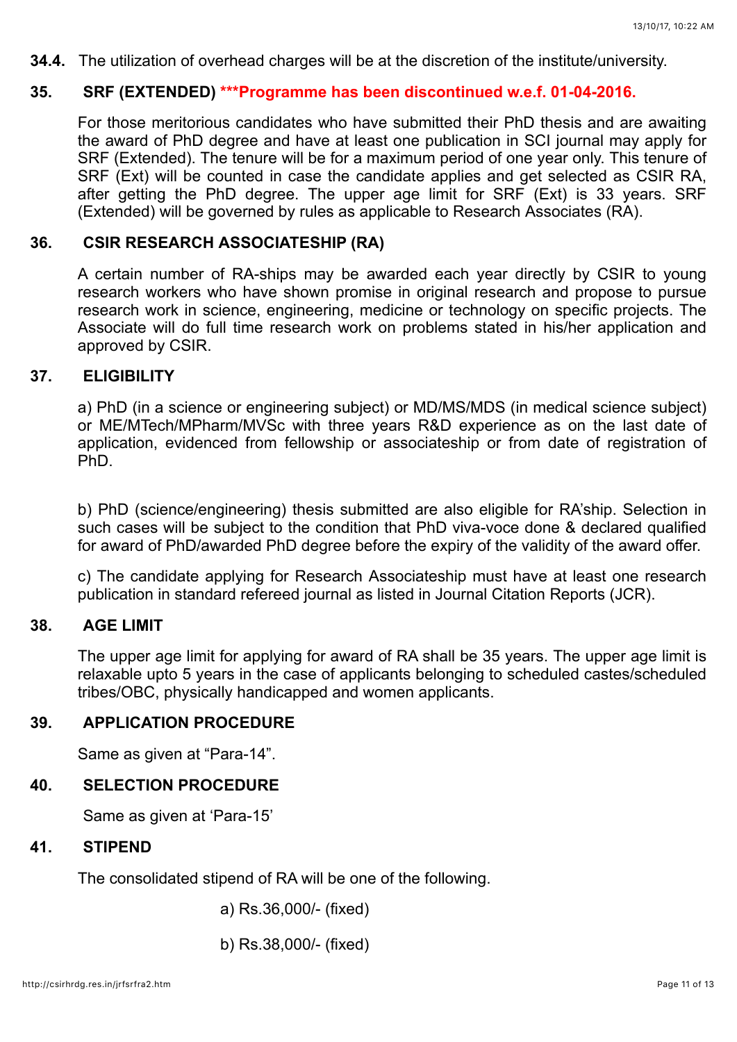**34.4.** The utilization of overhead charges will be at the discretion of the institute/university.

## 35. SRF (EXTENDED) ***Programme has been discontinued w.e.f. 01-04-2016.

For those meritorious candidates who have submitted their PhD thesis and are awaiting the award of PhD degree and have at least one publication in SCI journal may apply for SRF (Extended). The tenure will be for a maximum period of one year only. This tenure of SRF (Ext) will be counted in case the candidate applies and get selected as CSIR RA, after getting the PhD degree. The upper age limit for SRF (Ext) is 33 years. SRF (Extended) will be governed by rules as applicable to Research Associates (RA).

## 36. CSIR RESEARCH ASSOCIATESHIP (RA)

A certain number of RA-ships may be awarded each year directly by CSIR to young research workers who have shown promise in original research and propose to pursue research work in science, engineering, medicine or technology on specific projects. The Associate will do full time research work on problems stated in his/her application and approved by CSIR.

## 37. ELIGIBILITY

a) PhD (in a science or engineering subject) or MD/MS/MDS (in medical science subject) or ME/MTech/MPharm/MVSc with three years R&D experience as on the last date of application, evidenced from fellowship or associateship or from date of registration of PhD.

b) PhD (science/engineering) thesis submitted are also eligible for RA'ship. Selection in such cases will be subject to the condition that PhD viva-voce done & declared qualified for award of PhD/awarded PhD degree before the expiry of the validity of the award offer.

c) The candidate applying for Research Associateship must have at least one research publication in standard refereed journal as listed in Journal Citation Reports (JCR).

## 38. AGE LIMIT

The upper age limit for applying for award of RA shall be 35 years. The upper age limit is relaxable upto 5 years in the case of applicants belonging to scheduled castes/scheduled tribes/OBC, physically handicapped and women applicants.

## 39. APPLICATION PROCEDURE

Same as given at "Para-14".

## 40. SELECTION PROCEDURE

Same as given at 'Para-15'

## 41. STIPEND

The consolidated stipend of RA will be one of the following.

a) Rs.36,000/- (fixed)

b) Rs.38,000/- (fixed)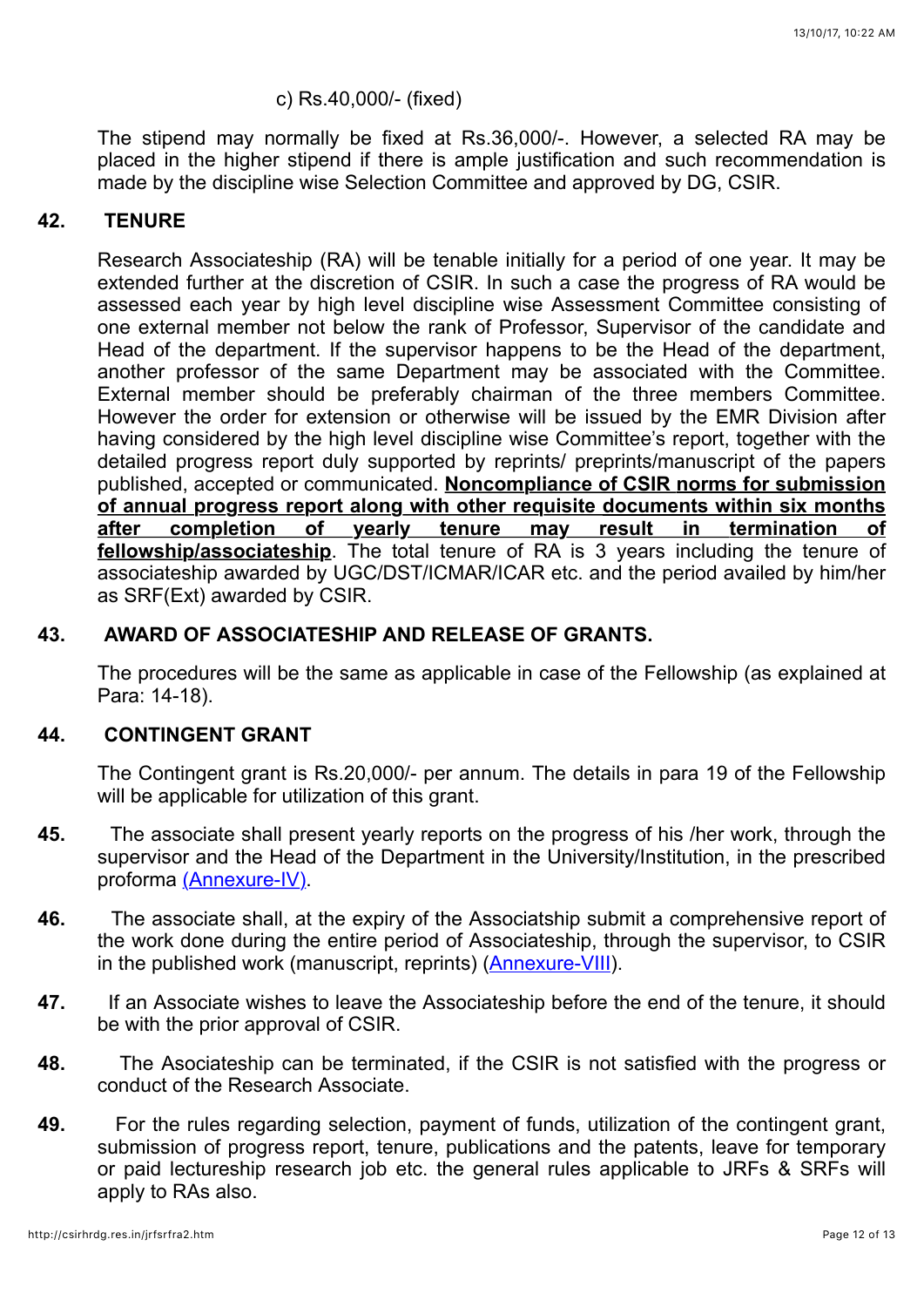c) Rs.40,000/- (fixed)

The stipend may normally be fixed at Rs.36,000/-. However, a selected RA may be placed in the higher stipend if there is ample justification and such recommendation is made by the discipline wise Selection Committee and approved by DG, CSIR.

## 42. TENURE

Research Associateship (RA) will be tenable initially for a period of one year. It may be extended further at the discretion of CSIR. In such a case the progress of RA would be assessed each year by high level discipline wise Assessment Committee consisting of one external member not below the rank of Professor, Supervisor of the candidate and Head of the department. If the supervisor happens to be the Head of the department, another professor of the same Department may be associated with the Committee. External member should be preferably chairman of the three members Committee. However the order for extension or otherwise will be issued by the EMR Division after having considered by the high level discipline wise Committee's report, together with the detailed progress report duly supported by reprints/ preprints/manuscript of the papers published, accepted or communicated. **Noncompliance of CSIR norms for submission of annual progress report along with other requisite documents within six months after completion of yearly tenure may result in termination of fellowship/associateship**. The total tenure of RA is 3 years including the tenure of associateship awarded by UGC/DST/ICMAR/ICAR etc. and the period availed by him/her as SRF(Ext) awarded by CSIR.

## 43. AWARD OF ASSOCIATESHIP AND RELEASE OF GRANTS.

The procedures will be the same as applicable in case of the Fellowship (as explained at Para: 14-18).

## 44. CONTINGENT GRANT

The Contingent grant is Rs.20,000/- per annum. The details in para 19 of the Fellowship will be applicable for utilization of this grant.

**45.** The associate shall present yearly reports on the progress of his /her work, through the supervisor and the Head of the Department in the University/Institution, in the prescribed proforma (Annexure-IV).

**46.** The associate shall, at the expiry of the Associatship submit a comprehensive report of the work done during the entire period of Associateship, through the supervisor, to CSIR in the published work (manuscript, reprints) (Annexure-VIII).

**47.** If an Associate wishes to leave the Associateship before the end of the tenure, it should be with the prior approval of CSIR.

**48.** The Asociateship can be terminated, if the CSIR is not satisfied with the progress or conduct of the Research Associate.

**49.** For the rules regarding selection, payment of funds, utilization of the contingent grant, submission of progress report, tenure, publications and the patents, leave for temporary or paid lectureship research job etc. the general rules applicable to JRFs & SRFs will apply to RAs also.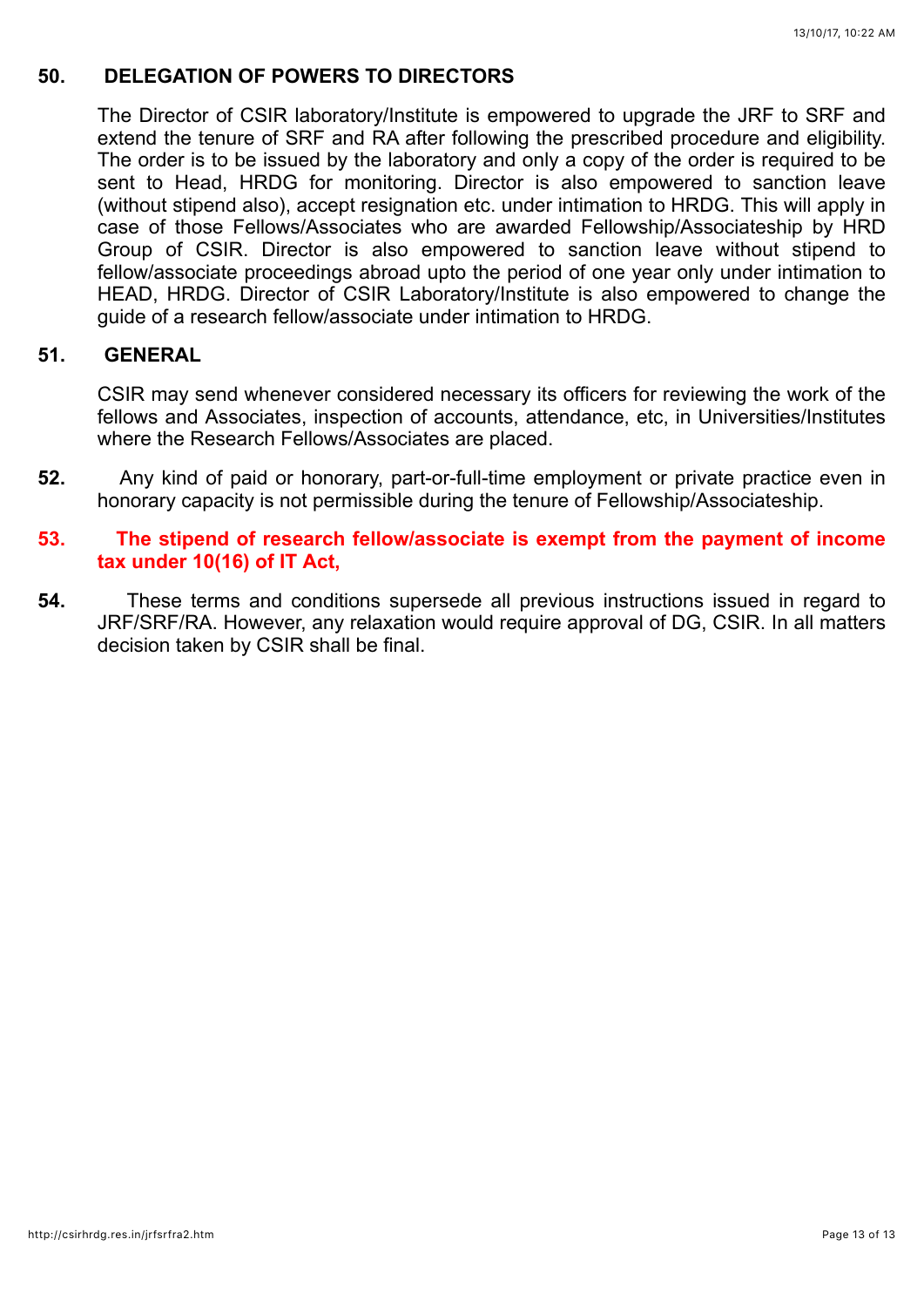## 50. DELEGATION OF POWERS TO DIRECTORS

The Director of CSIR laboratory/Institute is empowered to upgrade the JRF to SRF and extend the tenure of SRF and RA after following the prescribed procedure and eligibility. The order is to be issued by the laboratory and only a copy of the order is required to be sent to Head, HRDG for monitoring. Director is also empowered to sanction leave (without stipend also), accept resignation etc. under intimation to HRDG. This will apply in case of those Fellows/Associates who are awarded Fellowship/Associateship by HRD Group of CSIR. Director is also empowered to sanction leave without stipend to fellow/associate proceedings abroad upto the period of one year only under intimation to HEAD, HRDG. Director of CSIR Laboratory/Institute is also empowered to change the guide of a research fellow/associate under intimation to HRDG.

## 51. GENERAL

CSIR may send whenever considered necessary its officers for reviewing the work of the fellows and Associates, inspection of accounts, attendance, etc, in Universities/Institutes where the Research Fellows/Associates are placed.

**52.** Any kind of paid or honorary, part-or-full-time employment or private practice even in honorary capacity is not permissible during the tenure of Fellowship/Associateship.

**53. The stipend of research fellow/associate is exempt from the payment of income tax under 10(16) of IT Act,**

**54.** These terms and conditions supersede all previous instructions issued in regard to JRF/SRF/RA. However, any relaxation would require approval of DG, CSIR. In all matters decision taken by CSIR shall be final.